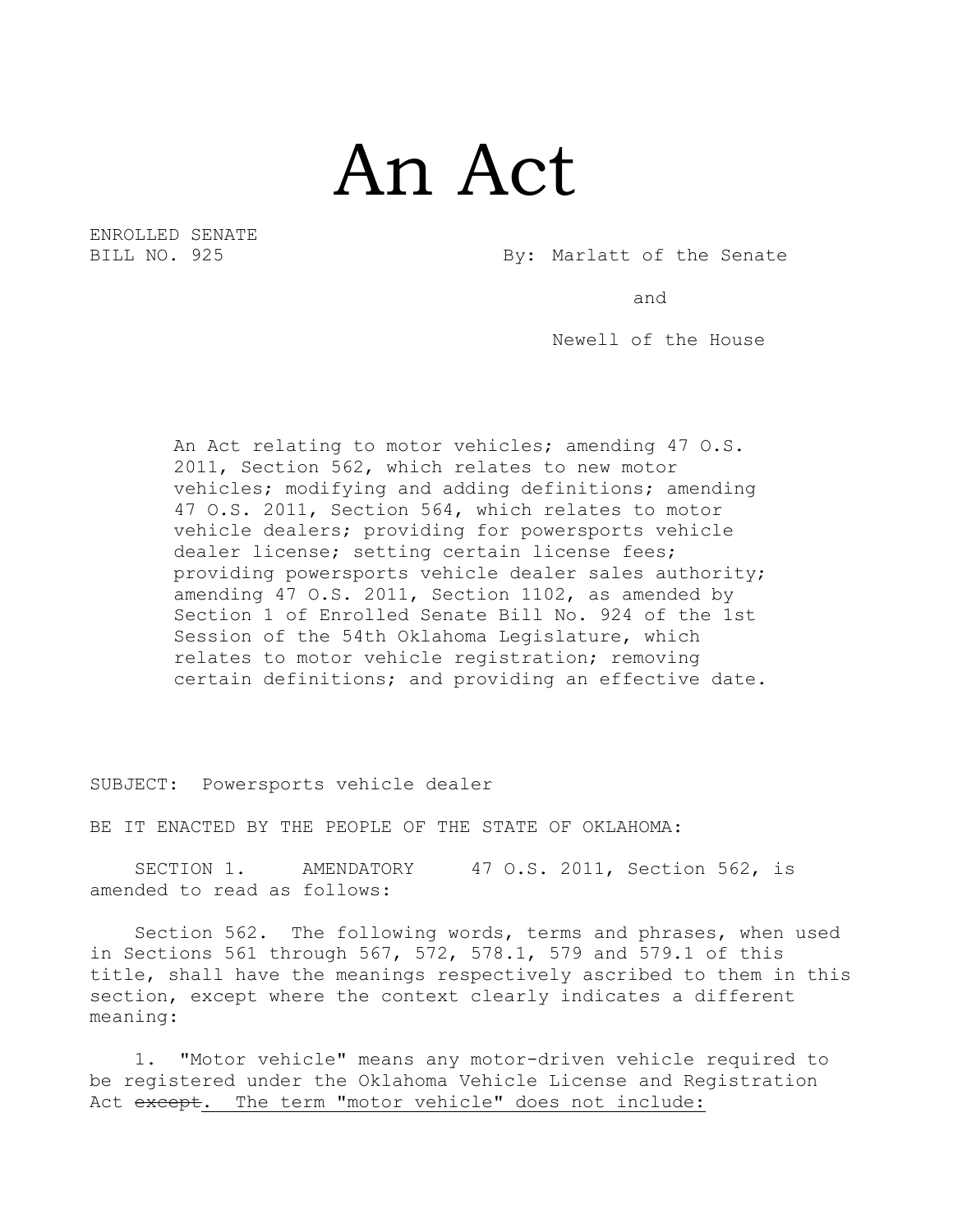# An Act

ENROLLED SENATE
BILL NO. 925

By: Marlatt of the Senate

and

Newell of the House

An Act relating to motor vehicles; amending 47 O.S. 2011, Section 562, which relates to new motor vehicles; modifying and adding definitions; amending 47 O.S. 2011, Section 564, which relates to motor vehicle dealers; providing for powersports vehicle dealer license; setting certain license fees; providing powersports vehicle dealer sales authority; amending 47 O.S. 2011, Section 1102, as amended by Section 1 of Enrolled Senate Bill No. 924 of the 1st Session of the 54th Oklahoma Legislature, which relates to motor vehicle registration; removing certain definitions; and providing an effective date.

SUBJECT: Powersports vehicle dealer

BE IT ENACTED BY THE PEOPLE OF THE STATE OF OKLAHOMA:

SECTION 1. AMENDATORY 47 O.S. 2011, Section 562, is amended to read as follows:

Section 562. The following words, terms and phrases, when used in Sections 561 through 567, 572, 578.1, 579 and 579.1 of this title, shall have the meanings respectively ascribed to them in this section, except where the context clearly indicates a different meaning:

1. "Motor vehicle" means any motor-driven vehicle required to be registered under the Oklahoma Vehicle License and Registration Act ~~except~~<u>. The term "motor vehicle" does not include:</u>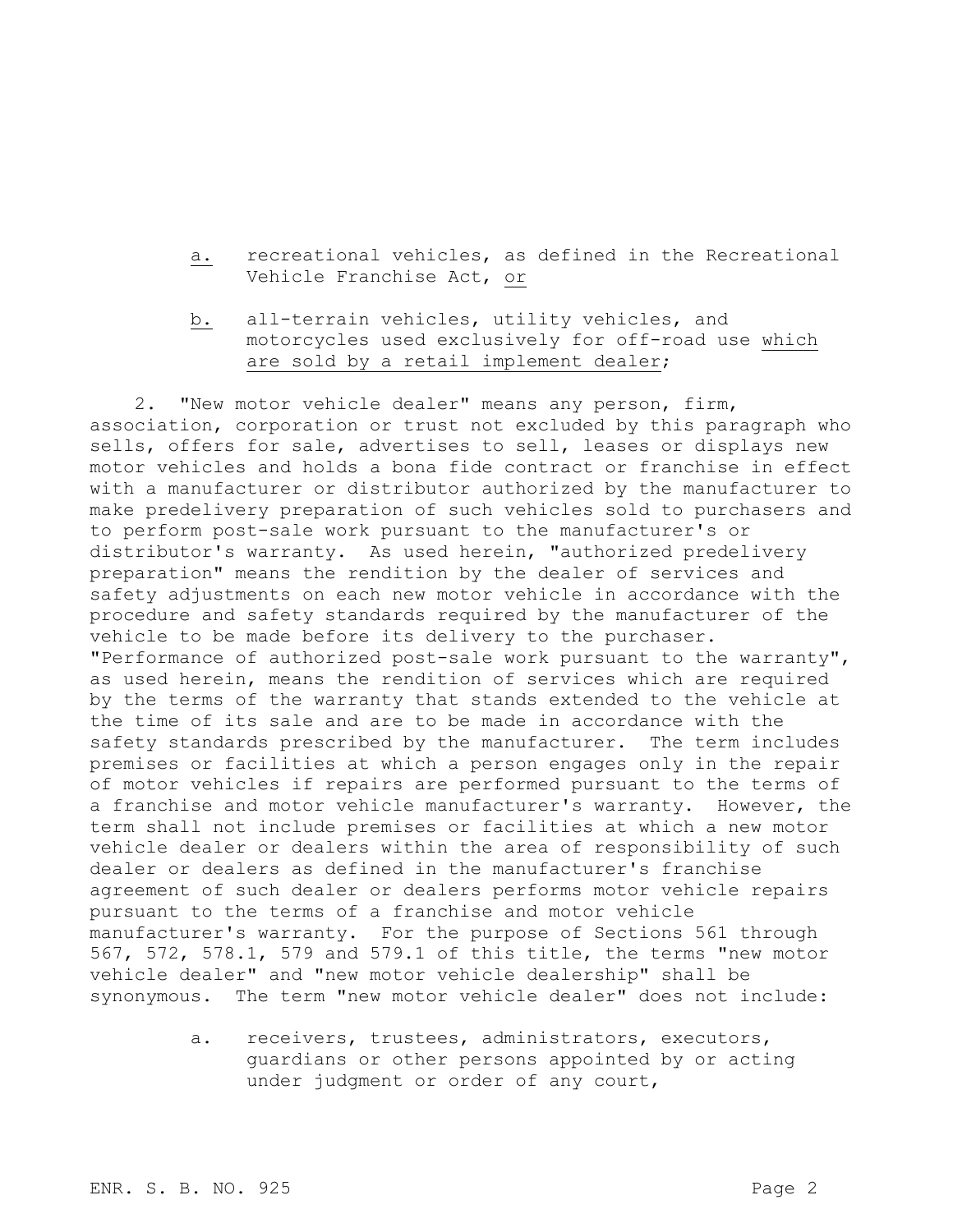a. recreational vehicles, as defined in the Recreational Vehicle Franchise Act, or

b. all-terrain vehicles, utility vehicles, and motorcycles used exclusively for off-road use which are sold by a retail implement dealer;

2. "New motor vehicle dealer" means any person, firm, association, corporation or trust not excluded by this paragraph who sells, offers for sale, advertises to sell, leases or displays new motor vehicles and holds a bona fide contract or franchise in effect with a manufacturer or distributor authorized by the manufacturer to make predelivery preparation of such vehicles sold to purchasers and to perform post-sale work pursuant to the manufacturer's or distributor's warranty. As used herein, "authorized predelivery preparation" means the rendition by the dealer of services and safety adjustments on each new motor vehicle in accordance with the procedure and safety standards required by the manufacturer of the vehicle to be made before its delivery to the purchaser. "Performance of authorized post-sale work pursuant to the warranty", as used herein, means the rendition of services which are required by the terms of the warranty that stands extended to the vehicle at the time of its sale and are to be made in accordance with the safety standards prescribed by the manufacturer. The term includes premises or facilities at which a person engages only in the repair of motor vehicles if repairs are performed pursuant to the terms of a franchise and motor vehicle manufacturer's warranty. However, the term shall not include premises or facilities at which a new motor vehicle dealer or dealers within the area of responsibility of such dealer or dealers as defined in the manufacturer's franchise agreement of such dealer or dealers performs motor vehicle repairs pursuant to the terms of a franchise and motor vehicle manufacturer's warranty. For the purpose of Sections 561 through 567, 572, 578.1, 579 and 579.1 of this title, the terms "new motor vehicle dealer" and "new motor vehicle dealership" shall be synonymous. The term "new motor vehicle dealer" does not include:

a. receivers, trustees, administrators, executors, guardians or other persons appointed by or acting under judgment or order of any court,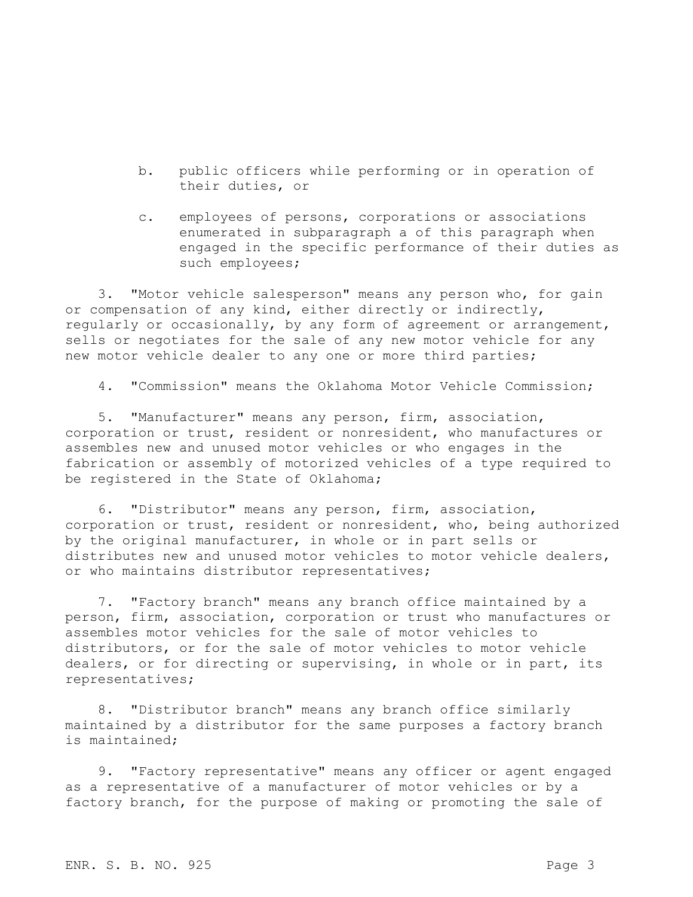b. public officers while performing or in operation of their duties, or

c. employees of persons, corporations or associations enumerated in subparagraph a of this paragraph when engaged in the specific performance of their duties as such employees;

3. "Motor vehicle salesperson" means any person who, for gain or compensation of any kind, either directly or indirectly, regularly or occasionally, by any form of agreement or arrangement, sells or negotiates for the sale of any new motor vehicle for any new motor vehicle dealer to any one or more third parties;

4. "Commission" means the Oklahoma Motor Vehicle Commission;

5. "Manufacturer" means any person, firm, association, corporation or trust, resident or nonresident, who manufactures or assembles new and unused motor vehicles or who engages in the fabrication or assembly of motorized vehicles of a type required to be registered in the State of Oklahoma;

6. "Distributor" means any person, firm, association, corporation or trust, resident or nonresident, who, being authorized by the original manufacturer, in whole or in part sells or distributes new and unused motor vehicles to motor vehicle dealers, or who maintains distributor representatives;

7. "Factory branch" means any branch office maintained by a person, firm, association, corporation or trust who manufactures or assembles motor vehicles for the sale of motor vehicles to distributors, or for the sale of motor vehicles to motor vehicle dealers, or for directing or supervising, in whole or in part, its representatives;

8. "Distributor branch" means any branch office similarly maintained by a distributor for the same purposes a factory branch is maintained;

9. "Factory representative" means any officer or agent engaged as a representative of a manufacturer of motor vehicles or by a factory branch, for the purpose of making or promoting the sale of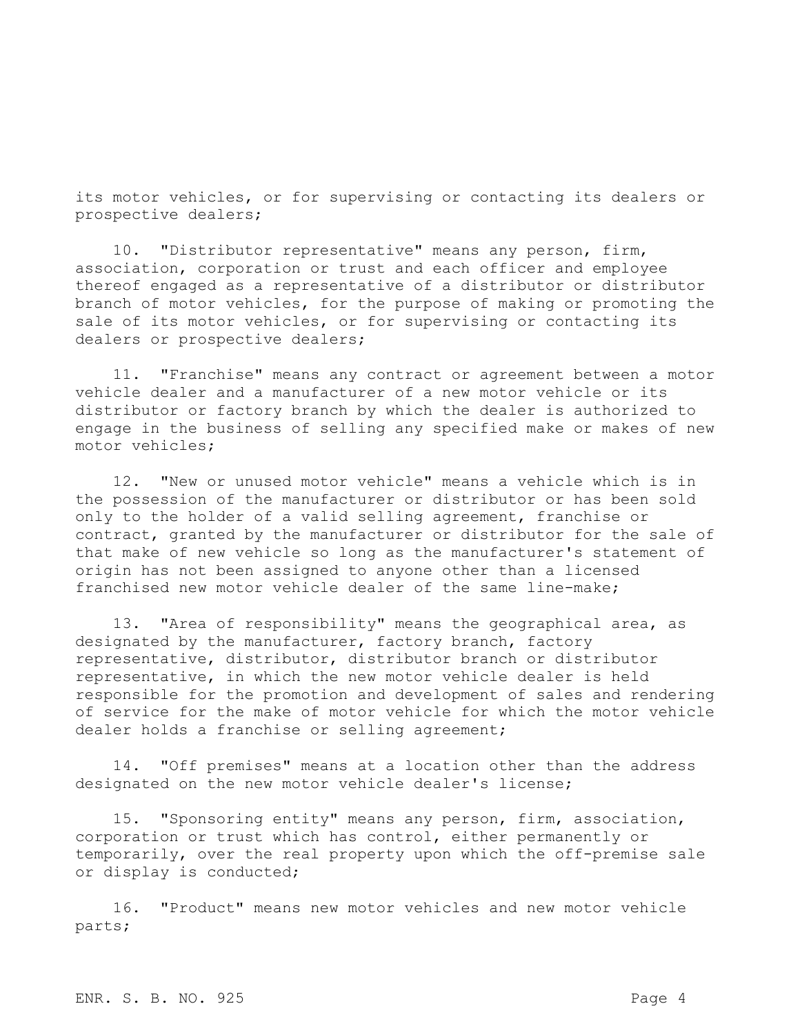its motor vehicles, or for supervising or contacting its dealers or prospective dealers;

10. "Distributor representative" means any person, firm, association, corporation or trust and each officer and employee thereof engaged as a representative of a distributor or distributor branch of motor vehicles, for the purpose of making or promoting the sale of its motor vehicles, or for supervising or contacting its dealers or prospective dealers;

11. "Franchise" means any contract or agreement between a motor vehicle dealer and a manufacturer of a new motor vehicle or its distributor or factory branch by which the dealer is authorized to engage in the business of selling any specified make or makes of new motor vehicles;

12. "New or unused motor vehicle" means a vehicle which is in the possession of the manufacturer or distributor or has been sold only to the holder of a valid selling agreement, franchise or contract, granted by the manufacturer or distributor for the sale of that make of new vehicle so long as the manufacturer's statement of origin has not been assigned to anyone other than a licensed franchised new motor vehicle dealer of the same line-make;

13. "Area of responsibility" means the geographical area, as designated by the manufacturer, factory branch, factory representative, distributor, distributor branch or distributor representative, in which the new motor vehicle dealer is held responsible for the promotion and development of sales and rendering of service for the make of motor vehicle for which the motor vehicle dealer holds a franchise or selling agreement;

14. "Off premises" means at a location other than the address designated on the new motor vehicle dealer's license;

15. "Sponsoring entity" means any person, firm, association, corporation or trust which has control, either permanently or temporarily, over the real property upon which the off-premise sale or display is conducted;

16. "Product" means new motor vehicles and new motor vehicle parts;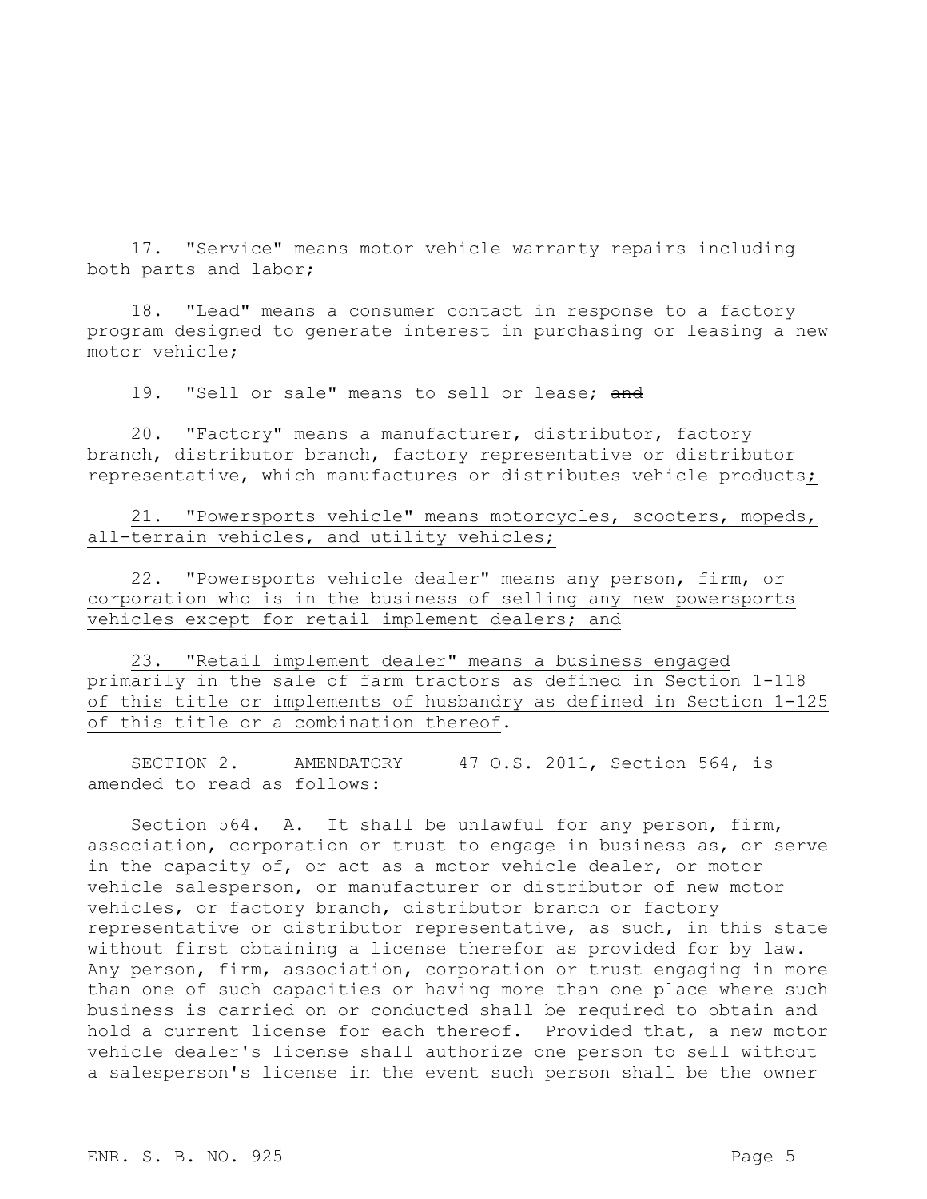17. "Service" means motor vehicle warranty repairs including both parts and labor;

18. "Lead" means a consumer contact in response to a factory program designed to generate interest in purchasing or leasing a new motor vehicle;

19. "Sell or sale" means to sell or lease; ~~and~~

20. "Factory" means a manufacturer, distributor, factory branch, distributor branch, factory representative or distributor representative, which manufactures or distributes vehicle products<u>;</u>

<u>21. "Powersports vehicle" means motorcycles, scooters, mopeds, all-terrain vehicles, and utility vehicles;</u>

<u>22. "Powersports vehicle dealer" means any person, firm, or corporation who is in the business of selling any new powersports vehicles except for retail implement dealers; and</u>

<u>23. "Retail implement dealer" means a business engaged primarily in the sale of farm tractors as defined in Section 1-118 of this title or implements of husbandry as defined in Section 1-125 of this title or a combination thereof</u>.

SECTION 2. AMENDATORY 47 O.S. 2011, Section 564, is amended to read as follows:

Section 564. A. It shall be unlawful for any person, firm, association, corporation or trust to engage in business as, or serve in the capacity of, or act as a motor vehicle dealer, or motor vehicle salesperson, or manufacturer or distributor of new motor vehicles, or factory branch, distributor branch or factory representative or distributor representative, as such, in this state without first obtaining a license therefor as provided for by law. Any person, firm, association, corporation or trust engaging in more than one of such capacities or having more than one place where such business is carried on or conducted shall be required to obtain and hold a current license for each thereof. Provided that, a new motor vehicle dealer's license shall authorize one person to sell without a salesperson's license in the event such person shall be the owner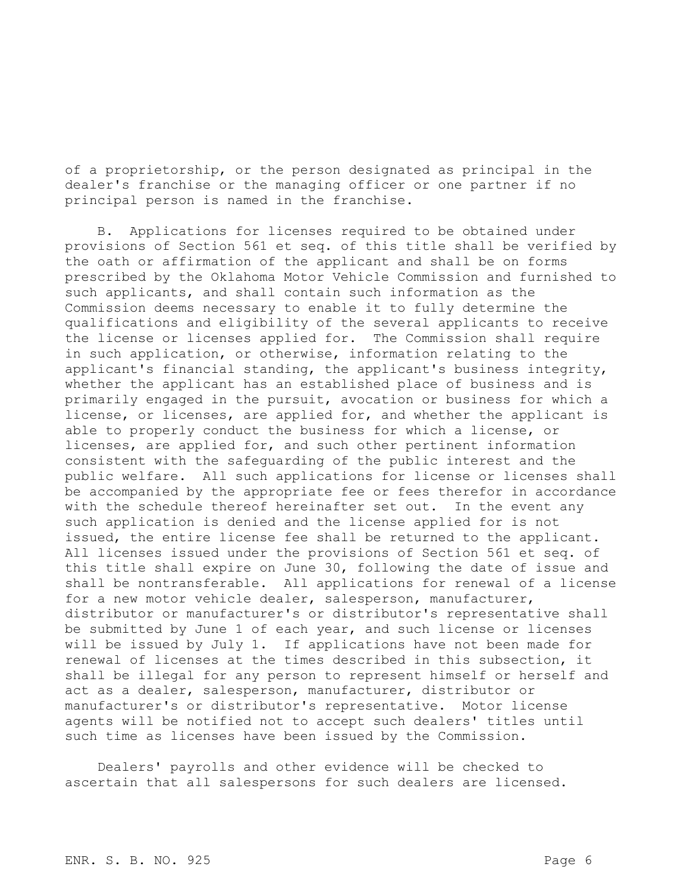of a proprietorship, or the person designated as principal in the dealer's franchise or the managing officer or one partner if no principal person is named in the franchise.

B. Applications for licenses required to be obtained under provisions of Section 561 et seq. of this title shall be verified by the oath or affirmation of the applicant and shall be on forms prescribed by the Oklahoma Motor Vehicle Commission and furnished to such applicants, and shall contain such information as the Commission deems necessary to enable it to fully determine the qualifications and eligibility of the several applicants to receive the license or licenses applied for. The Commission shall require in such application, or otherwise, information relating to the applicant's financial standing, the applicant's business integrity, whether the applicant has an established place of business and is primarily engaged in the pursuit, avocation or business for which a license, or licenses, are applied for, and whether the applicant is able to properly conduct the business for which a license, or licenses, are applied for, and such other pertinent information consistent with the safeguarding of the public interest and the public welfare. All such applications for license or licenses shall be accompanied by the appropriate fee or fees therefor in accordance with the schedule thereof hereinafter set out. In the event any such application is denied and the license applied for is not issued, the entire license fee shall be returned to the applicant. All licenses issued under the provisions of Section 561 et seq. of this title shall expire on June 30, following the date of issue and shall be nontransferable. All applications for renewal of a license for a new motor vehicle dealer, salesperson, manufacturer, distributor or manufacturer's or distributor's representative shall be submitted by June 1 of each year, and such license or licenses will be issued by July 1. If applications have not been made for renewal of licenses at the times described in this subsection, it shall be illegal for any person to represent himself or herself and act as a dealer, salesperson, manufacturer, distributor or manufacturer's or distributor's representative. Motor license agents will be notified not to accept such dealers' titles until such time as licenses have been issued by the Commission.

Dealers' payrolls and other evidence will be checked to ascertain that all salespersons for such dealers are licensed.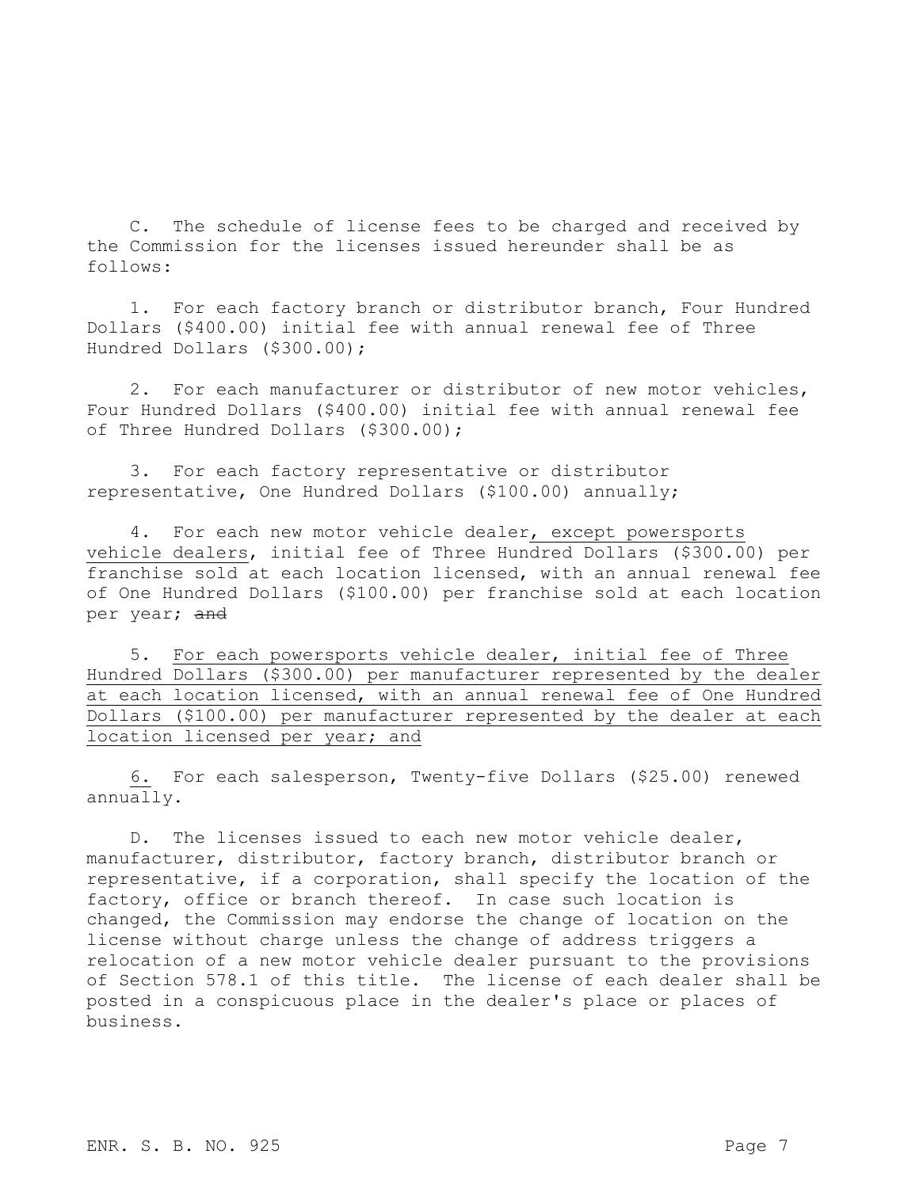C. The schedule of license fees to be charged and received by the Commission for the licenses issued hereunder shall be as follows:

1. For each factory branch or distributor branch, Four Hundred Dollars ($400.00) initial fee with annual renewal fee of Three Hundred Dollars ($300.00);

2. For each manufacturer or distributor of new motor vehicles, Four Hundred Dollars ($400.00) initial fee with annual renewal fee of Three Hundred Dollars ($300.00);

3. For each factory representative or distributor representative, One Hundred Dollars ($100.00) annually;

4. For each new motor vehicle dealer, except powersports vehicle dealers, initial fee of Three Hundred Dollars ($300.00) per franchise sold at each location licensed, with an annual renewal fee of One Hundred Dollars ($100.00) per franchise sold at each location per year; ~~and~~

5. For each powersports vehicle dealer, initial fee of Three Hundred Dollars ($300.00) per manufacturer represented by the dealer at each location licensed, with an annual renewal fee of One Hundred Dollars ($100.00) per manufacturer represented by the dealer at each location licensed per year; and

6. For each salesperson, Twenty-five Dollars ($25.00) renewed annually.

D. The licenses issued to each new motor vehicle dealer, manufacturer, distributor, factory branch, distributor branch or representative, if a corporation, shall specify the location of the factory, office or branch thereof. In case such location is changed, the Commission may endorse the change of location on the license without charge unless the change of address triggers a relocation of a new motor vehicle dealer pursuant to the provisions of Section 578.1 of this title. The license of each dealer shall be posted in a conspicuous place in the dealer's place or places of business.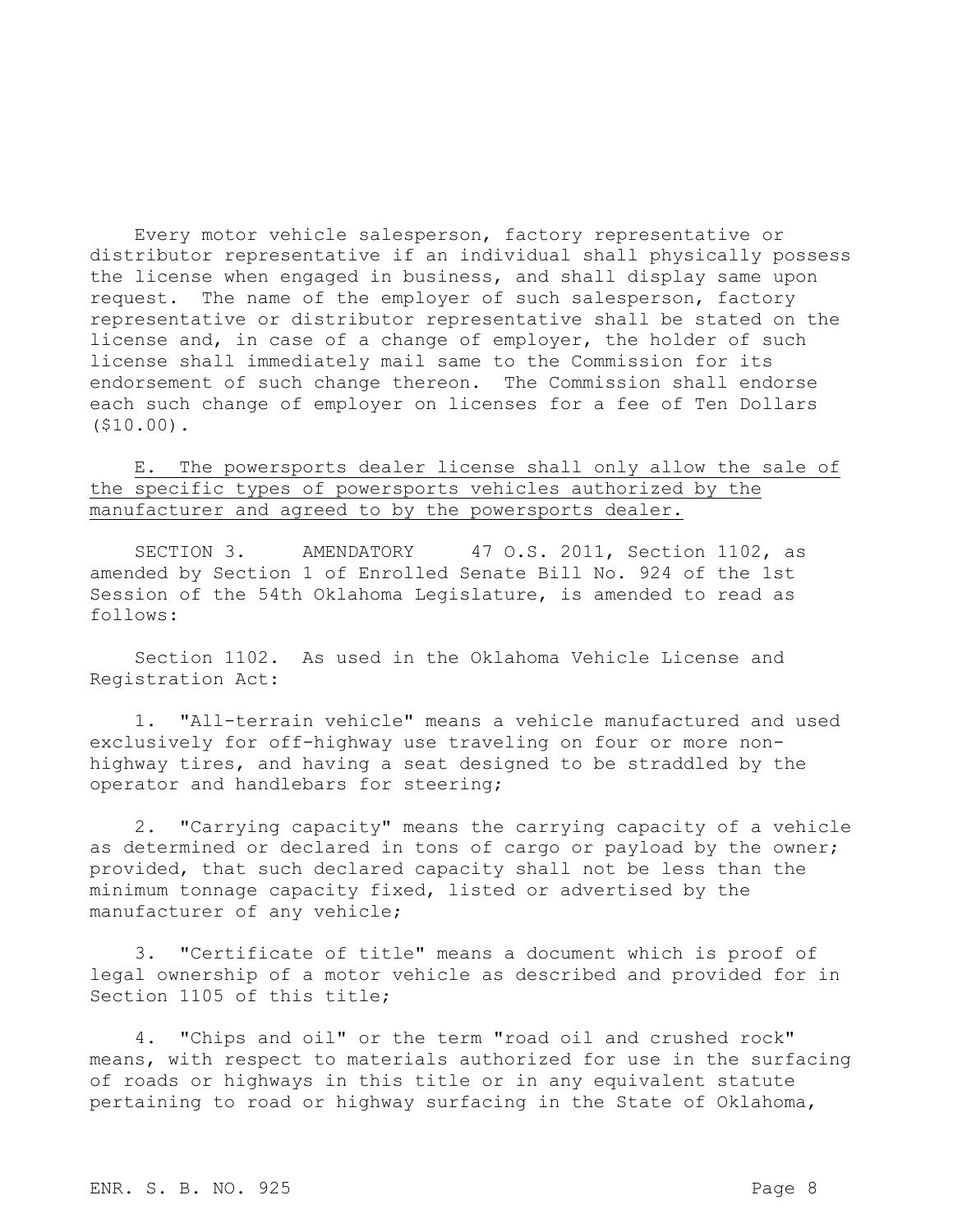Every motor vehicle salesperson, factory representative or distributor representative if an individual shall physically possess the license when engaged in business, and shall display same upon request. The name of the employer of such salesperson, factory representative or distributor representative shall be stated on the license and, in case of a change of employer, the holder of such license shall immediately mail same to the Commission for its endorsement of such change thereon. The Commission shall endorse each such change of employer on licenses for a fee of Ten Dollars ($10.00).

E. The powersports dealer license shall only allow the sale of the specific types of powersports vehicles authorized by the manufacturer and agreed to by the powersports dealer.

SECTION 3. AMENDATORY 47 O.S. 2011, Section 1102, as amended by Section 1 of Enrolled Senate Bill No. 924 of the 1st Session of the 54th Oklahoma Legislature, is amended to read as follows:

Section 1102. As used in the Oklahoma Vehicle License and Registration Act:

1. "All-terrain vehicle" means a vehicle manufactured and used exclusively for off-highway use traveling on four or more non-highway tires, and having a seat designed to be straddled by the operator and handlebars for steering;

2. "Carrying capacity" means the carrying capacity of a vehicle as determined or declared in tons of cargo or payload by the owner; provided, that such declared capacity shall not be less than the minimum tonnage capacity fixed, listed or advertised by the manufacturer of any vehicle;

3. "Certificate of title" means a document which is proof of legal ownership of a motor vehicle as described and provided for in Section 1105 of this title;

4. "Chips and oil" or the term "road oil and crushed rock" means, with respect to materials authorized for use in the surfacing of roads or highways in this title or in any equivalent statute pertaining to road or highway surfacing in the State of Oklahoma,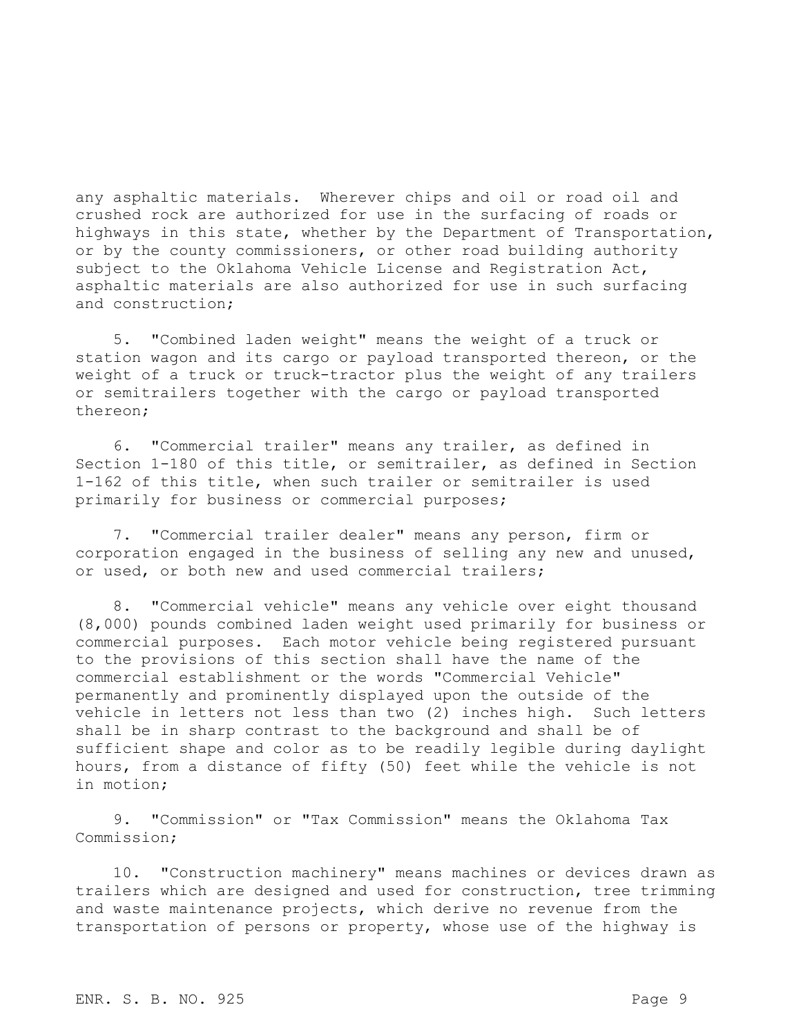any asphaltic materials. Wherever chips and oil or road oil and crushed rock are authorized for use in the surfacing of roads or highways in this state, whether by the Department of Transportation, or by the county commissioners, or other road building authority subject to the Oklahoma Vehicle License and Registration Act, asphaltic materials are also authorized for use in such surfacing and construction;

5. "Combined laden weight" means the weight of a truck or station wagon and its cargo or payload transported thereon, or the weight of a truck or truck-tractor plus the weight of any trailers or semitrailers together with the cargo or payload transported thereon;

6. "Commercial trailer" means any trailer, as defined in Section 1-180 of this title, or semitrailer, as defined in Section 1-162 of this title, when such trailer or semitrailer is used primarily for business or commercial purposes;

7. "Commercial trailer dealer" means any person, firm or corporation engaged in the business of selling any new and unused, or used, or both new and used commercial trailers;

8. "Commercial vehicle" means any vehicle over eight thousand (8,000) pounds combined laden weight used primarily for business or commercial purposes. Each motor vehicle being registered pursuant to the provisions of this section shall have the name of the commercial establishment or the words "Commercial Vehicle" permanently and prominently displayed upon the outside of the vehicle in letters not less than two (2) inches high. Such letters shall be in sharp contrast to the background and shall be of sufficient shape and color as to be readily legible during daylight hours, from a distance of fifty (50) feet while the vehicle is not in motion;

9. "Commission" or "Tax Commission" means the Oklahoma Tax Commission;

10. "Construction machinery" means machines or devices drawn as trailers which are designed and used for construction, tree trimming and waste maintenance projects, which derive no revenue from the transportation of persons or property, whose use of the highway is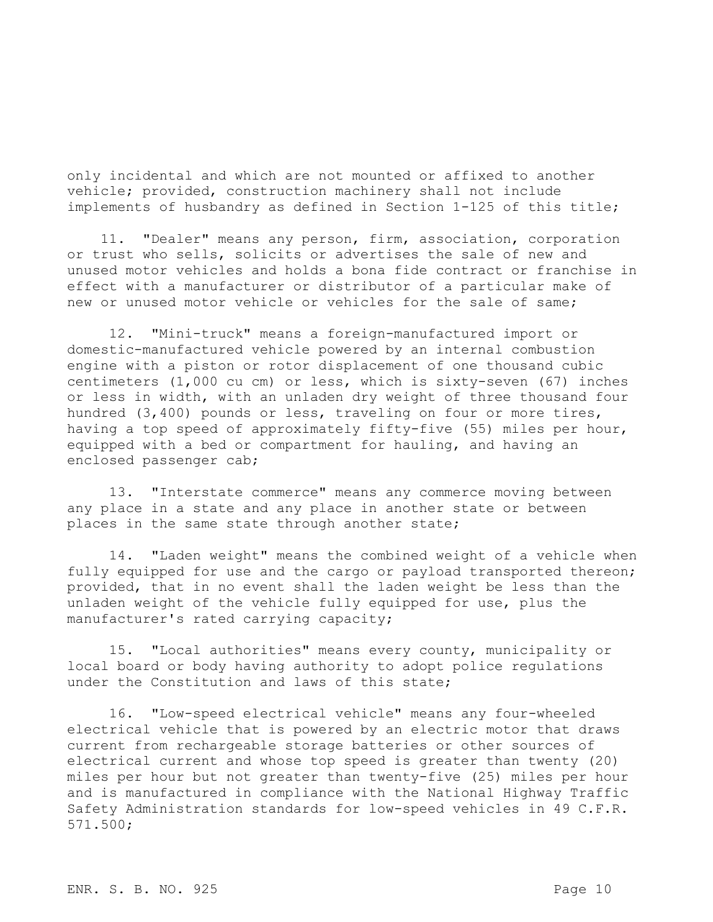only incidental and which are not mounted or affixed to another vehicle; provided, construction machinery shall not include implements of husbandry as defined in Section 1-125 of this title;

11. "Dealer" means any person, firm, association, corporation or trust who sells, solicits or advertises the sale of new and unused motor vehicles and holds a bona fide contract or franchise in effect with a manufacturer or distributor of a particular make of new or unused motor vehicle or vehicles for the sale of same;

12. "Mini-truck" means a foreign-manufactured import or domestic-manufactured vehicle powered by an internal combustion engine with a piston or rotor displacement of one thousand cubic centimeters (1,000 cu cm) or less, which is sixty-seven (67) inches or less in width, with an unladen dry weight of three thousand four hundred (3,400) pounds or less, traveling on four or more tires, having a top speed of approximately fifty-five (55) miles per hour, equipped with a bed or compartment for hauling, and having an enclosed passenger cab;

13. "Interstate commerce" means any commerce moving between any place in a state and any place in another state or between places in the same state through another state;

14. "Laden weight" means the combined weight of a vehicle when fully equipped for use and the cargo or payload transported thereon; provided, that in no event shall the laden weight be less than the unladen weight of the vehicle fully equipped for use, plus the manufacturer's rated carrying capacity;

15. "Local authorities" means every county, municipality or local board or body having authority to adopt police regulations under the Constitution and laws of this state;

16. "Low-speed electrical vehicle" means any four-wheeled electrical vehicle that is powered by an electric motor that draws current from rechargeable storage batteries or other sources of electrical current and whose top speed is greater than twenty (20) miles per hour but not greater than twenty-five (25) miles per hour and is manufactured in compliance with the National Highway Traffic Safety Administration standards for low-speed vehicles in 49 C.F.R. 571.500;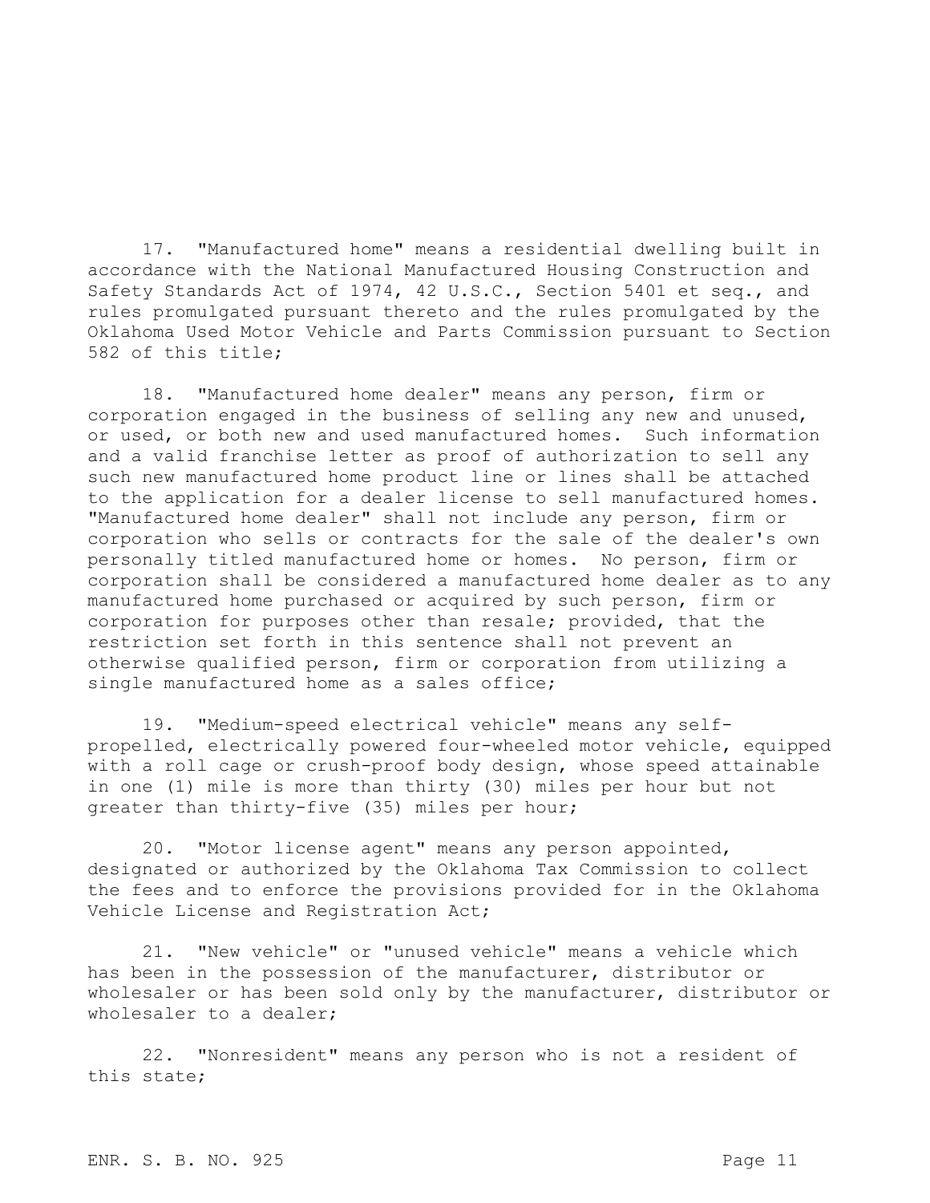17. "Manufactured home" means a residential dwelling built in accordance with the National Manufactured Housing Construction and Safety Standards Act of 1974, 42 U.S.C., Section 5401 et seq., and rules promulgated pursuant thereto and the rules promulgated by the Oklahoma Used Motor Vehicle and Parts Commission pursuant to Section 582 of this title;

18. "Manufactured home dealer" means any person, firm or corporation engaged in the business of selling any new and unused, or used, or both new and used manufactured homes. Such information and a valid franchise letter as proof of authorization to sell any such new manufactured home product line or lines shall be attached to the application for a dealer license to sell manufactured homes. "Manufactured home dealer" shall not include any person, firm or corporation who sells or contracts for the sale of the dealer's own personally titled manufactured home or homes. No person, firm or corporation shall be considered a manufactured home dealer as to any manufactured home purchased or acquired by such person, firm or corporation for purposes other than resale; provided, that the restriction set forth in this sentence shall not prevent an otherwise qualified person, firm or corporation from utilizing a single manufactured home as a sales office;

19. "Medium-speed electrical vehicle" means any self-propelled, electrically powered four-wheeled motor vehicle, equipped with a roll cage or crush-proof body design, whose speed attainable in one (1) mile is more than thirty (30) miles per hour but not greater than thirty-five (35) miles per hour;

20. "Motor license agent" means any person appointed, designated or authorized by the Oklahoma Tax Commission to collect the fees and to enforce the provisions provided for in the Oklahoma Vehicle License and Registration Act;

21. "New vehicle" or "unused vehicle" means a vehicle which has been in the possession of the manufacturer, distributor or wholesaler or has been sold only by the manufacturer, distributor or wholesaler to a dealer;

22. "Nonresident" means any person who is not a resident of this state;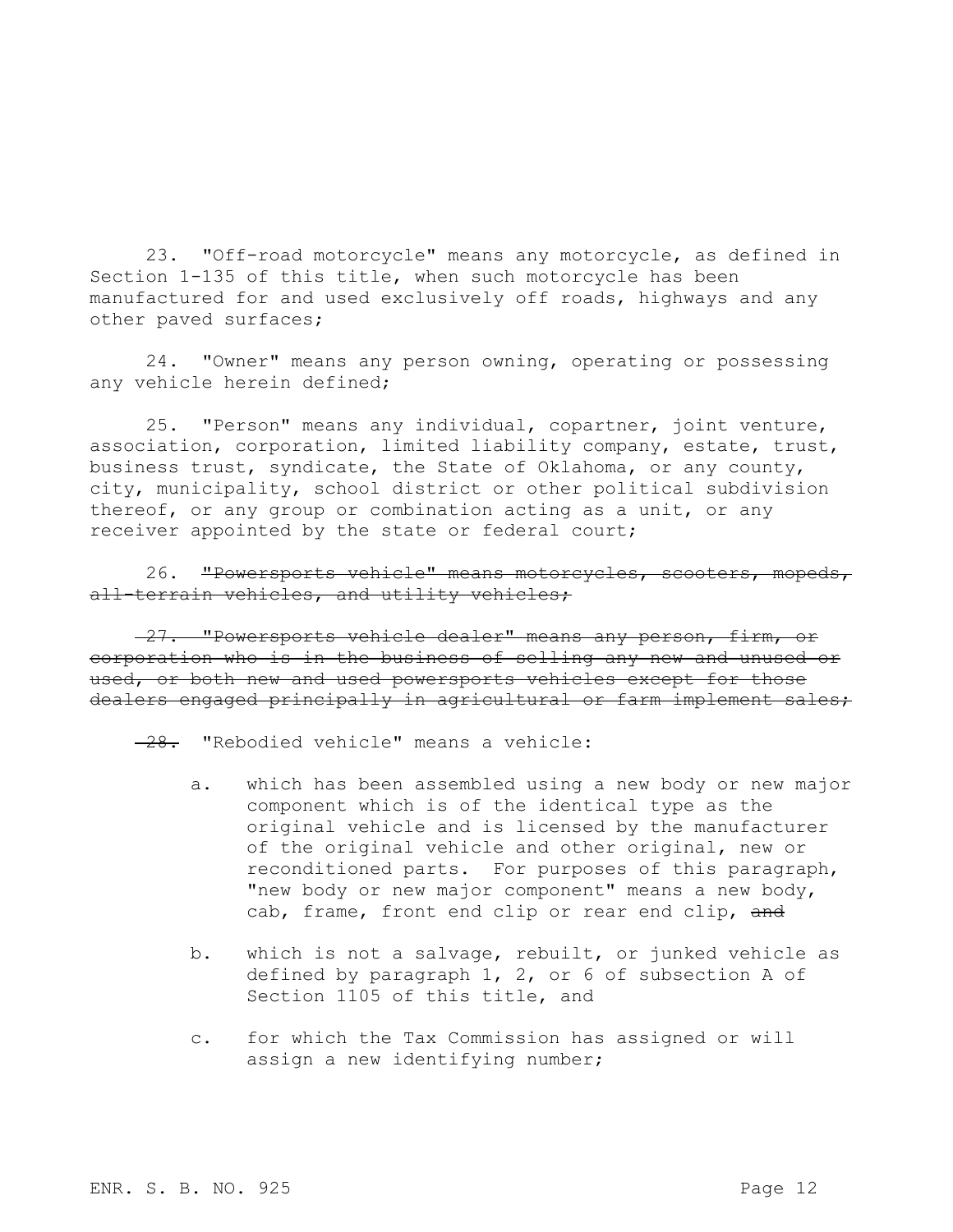23. "Off-road motorcycle" means any motorcycle, as defined in Section 1-135 of this title, when such motorcycle has been manufactured for and used exclusively off roads, highways and any other paved surfaces;

24. "Owner" means any person owning, operating or possessing any vehicle herein defined;

25. "Person" means any individual, copartner, joint venture, association, corporation, limited liability company, estate, trust, business trust, syndicate, the State of Oklahoma, or any county, city, municipality, school district or other political subdivision thereof, or any group or combination acting as a unit, or any receiver appointed by the state or federal court;

26. ~~"Powersports vehicle" means motorcycles, scooters, mopeds, all-terrain vehicles, and utility vehicles;~~

~~27. "Powersports vehicle dealer" means any person, firm, or corporation who is in the business of selling any new and unused or used, or both new and used powersports vehicles except for those dealers engaged principally in agricultural or farm implement sales;~~

~~28.~~ "Rebodied vehicle" means a vehicle:

a. which has been assembled using a new body or new major component which is of the identical type as the original vehicle and is licensed by the manufacturer of the original vehicle and other original, new or reconditioned parts. For purposes of this paragraph, "new body or new major component" means a new body, cab, frame, front end clip or rear end clip, ~~and~~

b. which is not a salvage, rebuilt, or junked vehicle as defined by paragraph 1, 2, or 6 of subsection A of Section 1105 of this title, and

c. for which the Tax Commission has assigned or will assign a new identifying number;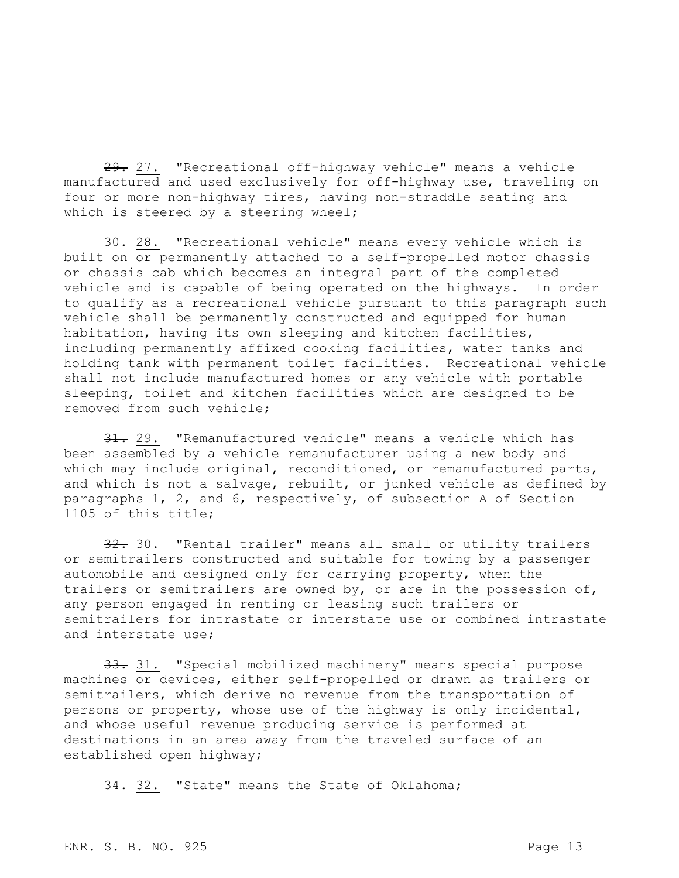~~29.~~ 27. "Recreational off-highway vehicle" means a vehicle manufactured and used exclusively for off-highway use, traveling on four or more non-highway tires, having non-straddle seating and which is steered by a steering wheel;

~~30.~~ 28. "Recreational vehicle" means every vehicle which is built on or permanently attached to a self-propelled motor chassis or chassis cab which becomes an integral part of the completed vehicle and is capable of being operated on the highways. In order to qualify as a recreational vehicle pursuant to this paragraph such vehicle shall be permanently constructed and equipped for human habitation, having its own sleeping and kitchen facilities, including permanently affixed cooking facilities, water tanks and holding tank with permanent toilet facilities. Recreational vehicle shall not include manufactured homes or any vehicle with portable sleeping, toilet and kitchen facilities which are designed to be removed from such vehicle;

~~31.~~ 29. "Remanufactured vehicle" means a vehicle which has been assembled by a vehicle remanufacturer using a new body and which may include original, reconditioned, or remanufactured parts, and which is not a salvage, rebuilt, or junked vehicle as defined by paragraphs 1, 2, and 6, respectively, of subsection A of Section 1105 of this title;

~~32.~~ 30. "Rental trailer" means all small or utility trailers or semitrailers constructed and suitable for towing by a passenger automobile and designed only for carrying property, when the trailers or semitrailers are owned by, or are in the possession of, any person engaged in renting or leasing such trailers or semitrailers for intrastate or interstate use or combined intrastate and interstate use;

~~33.~~ 31. "Special mobilized machinery" means special purpose machines or devices, either self-propelled or drawn as trailers or semitrailers, which derive no revenue from the transportation of persons or property, whose use of the highway is only incidental, and whose useful revenue producing service is performed at destinations in an area away from the traveled surface of an established open highway;

~~34.~~ 32. "State" means the State of Oklahoma;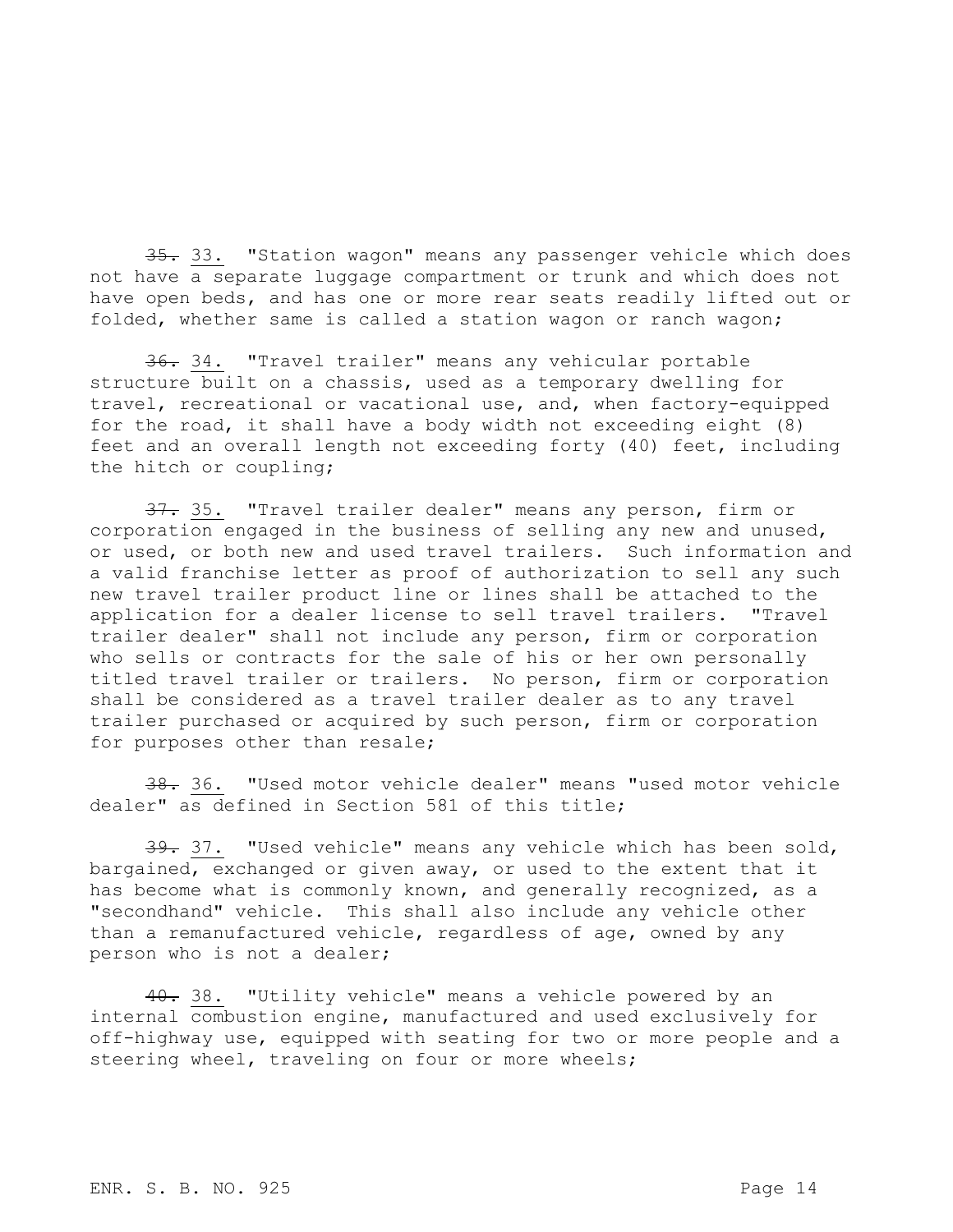~~35.~~ 33. "Station wagon" means any passenger vehicle which does not have a separate luggage compartment or trunk and which does not have open beds, and has one or more rear seats readily lifted out or folded, whether same is called a station wagon or ranch wagon;

~~36.~~ 34. "Travel trailer" means any vehicular portable structure built on a chassis, used as a temporary dwelling for travel, recreational or vacational use, and, when factory-equipped for the road, it shall have a body width not exceeding eight (8) feet and an overall length not exceeding forty (40) feet, including the hitch or coupling;

~~37.~~ 35. "Travel trailer dealer" means any person, firm or corporation engaged in the business of selling any new and unused, or used, or both new and used travel trailers. Such information and a valid franchise letter as proof of authorization to sell any such new travel trailer product line or lines shall be attached to the application for a dealer license to sell travel trailers. "Travel trailer dealer" shall not include any person, firm or corporation who sells or contracts for the sale of his or her own personally titled travel trailer or trailers. No person, firm or corporation shall be considered as a travel trailer dealer as to any travel trailer purchased or acquired by such person, firm or corporation for purposes other than resale;

~~38.~~ 36. "Used motor vehicle dealer" means "used motor vehicle dealer" as defined in Section 581 of this title;

~~39.~~ 37. "Used vehicle" means any vehicle which has been sold, bargained, exchanged or given away, or used to the extent that it has become what is commonly known, and generally recognized, as a "secondhand" vehicle. This shall also include any vehicle other than a remanufactured vehicle, regardless of age, owned by any person who is not a dealer;

~~40.~~ 38. "Utility vehicle" means a vehicle powered by an internal combustion engine, manufactured and used exclusively for off-highway use, equipped with seating for two or more people and a steering wheel, traveling on four or more wheels;

ENR. S. B. NO. 925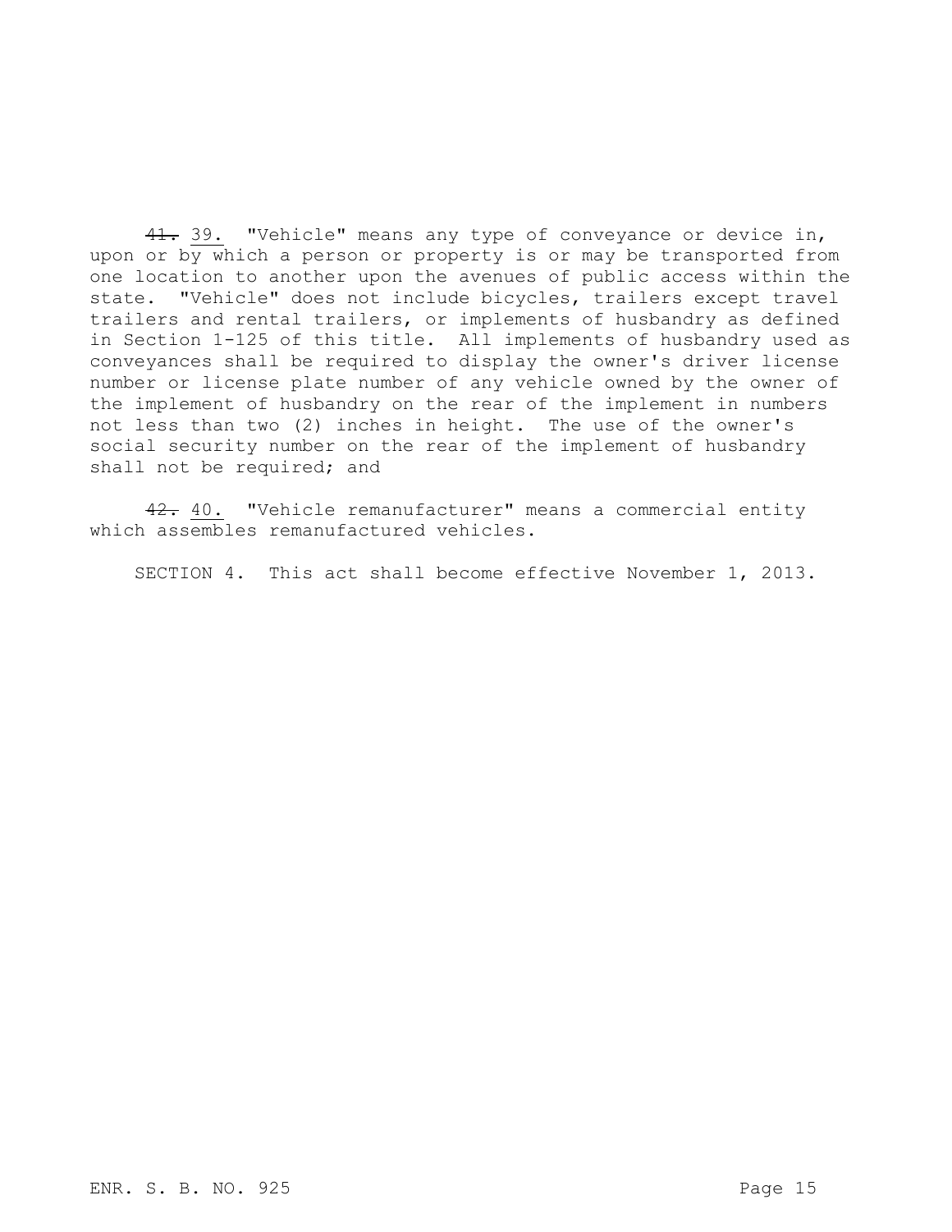~~41.~~ 39. "Vehicle" means any type of conveyance or device in, upon or by which a person or property is or may be transported from one location to another upon the avenues of public access within the state. "Vehicle" does not include bicycles, trailers except travel trailers and rental trailers, or implements of husbandry as defined in Section 1-125 of this title. All implements of husbandry used as conveyances shall be required to display the owner's driver license number or license plate number of any vehicle owned by the owner of the implement of husbandry on the rear of the implement in numbers not less than two (2) inches in height. The use of the owner's social security number on the rear of the implement of husbandry shall not be required; and

~~42.~~ 40. "Vehicle remanufacturer" means a commercial entity which assembles remanufactured vehicles.

SECTION 4. This act shall become effective November 1, 2013.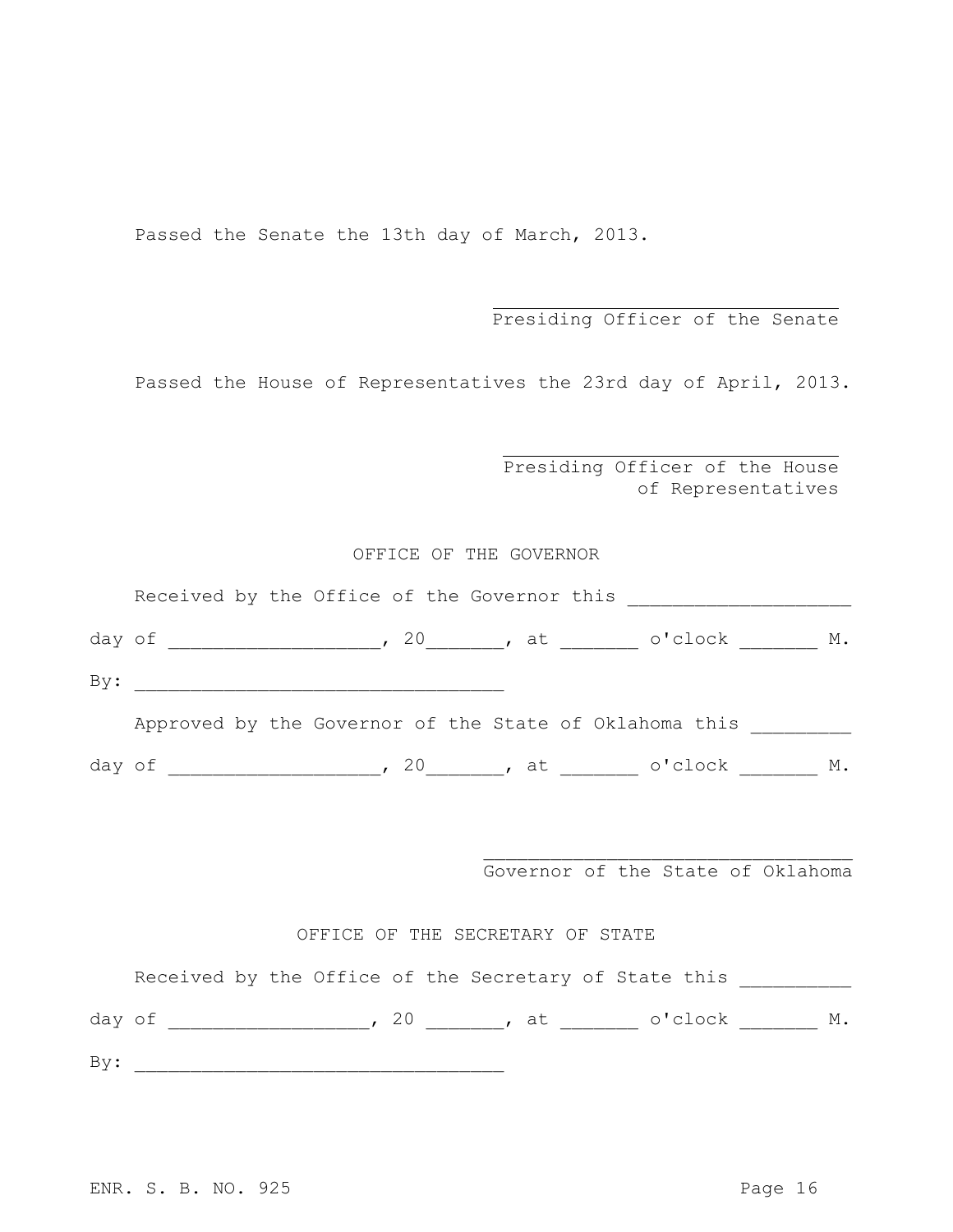Passed the Senate the 13th day of March, 2013.

\_\_\_\_\_\_\_\_\_\_\_\_\_\_\_\_\_\_\_\_\_\_\_\_\_\_\_\_\_\_\_\_
Presiding Officer of the Senate

Passed the House of Representatives the 23rd day of April, 2013.

\_\_\_\_\_\_\_\_\_\_\_\_\_\_\_\_\_\_\_\_\_\_\_\_\_\_\_\_\_\_\_\_
Presiding Officer of the House of Representatives

OFFICE OF THE GOVERNOR

Received by the Office of the Governor this ____________________ day of ___________________, 20_______, at _______ o'clock _______ M.

By: _________________________________

Approved by the Governor of the State of Oklahoma this _________ day of ___________________, 20_______, at _______ o'clock _______ M.

_________________________________
Governor of the State of Oklahoma

OFFICE OF THE SECRETARY OF STATE

Received by the Office of the Secretary of State this __________ day of __________________, 20 _______, at _______ o'clock _______ M.

By: _________________________________